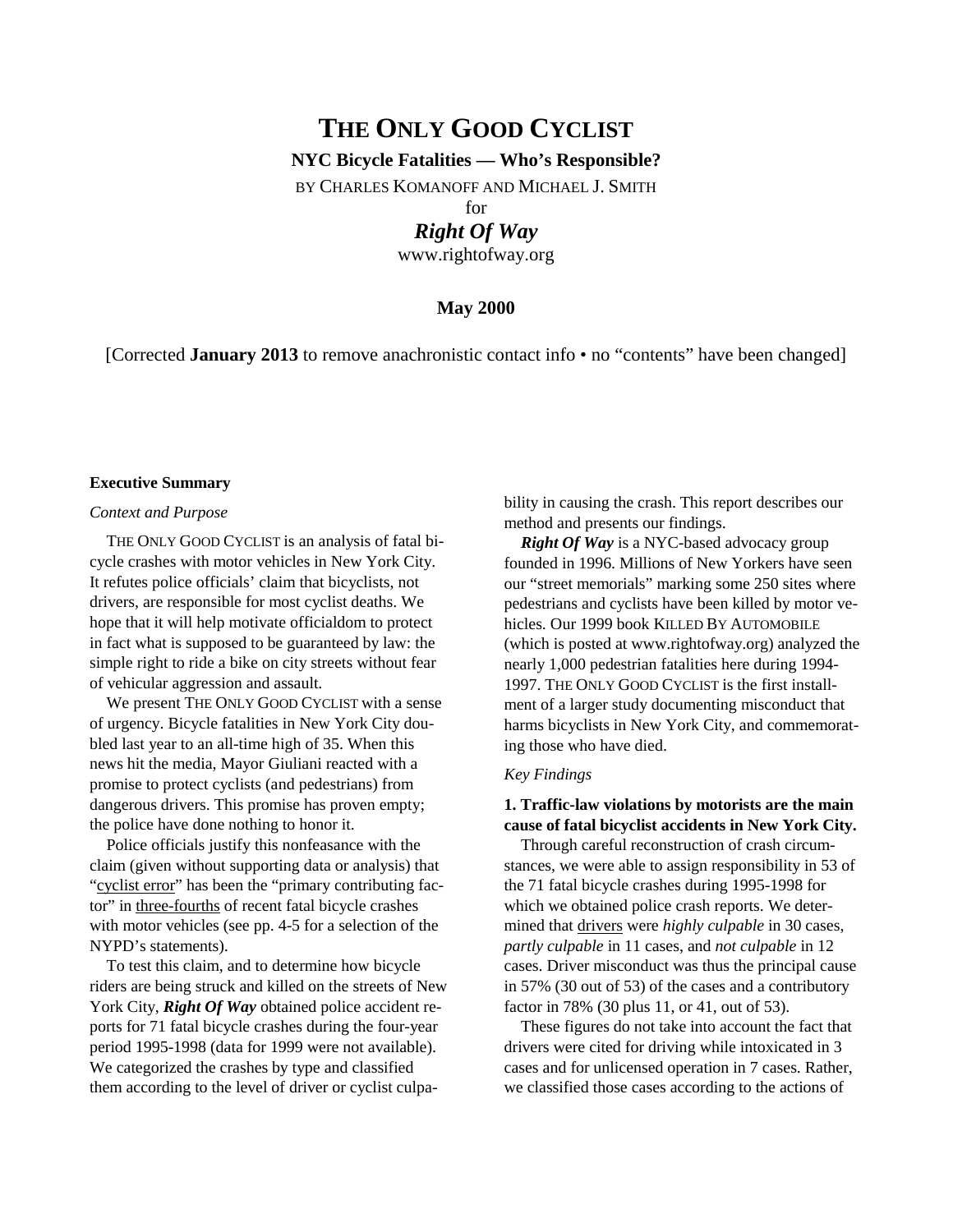# THE ONLY GOOD CYCLIST

**NYC Bicycle Fatalities — Who's Responsible?**

BY CHARLES KOMANOFF AND MICHAEL J. SMITH

for

***Right Of Way***

www.rightofway.org

**May 2000**

[Corrected **January 2013** to remove anachronistic contact info • no "contents" have been changed]

**Executive Summary**

*Context and Purpose*

THE ONLY GOOD CYCLIST is an analysis of fatal bicycle crashes with motor vehicles in New York City. It refutes police officials' claim that bicyclists, not drivers, are responsible for most cyclist deaths. We hope that it will help motivate officialdom to protect in fact what is supposed to be guaranteed by law: the simple right to ride a bike on city streets without fear of vehicular aggression and assault.

We present THE ONLY GOOD CYCLIST with a sense of urgency. Bicycle fatalities in New York City doubled last year to an all-time high of 35. When this news hit the media, Mayor Giuliani reacted with a promise to protect cyclists (and pedestrians) from dangerous drivers. This promise has proven empty; the police have done nothing to honor it.

Police officials justify this nonfeasance with the claim (given without supporting data or analysis) that "<u>cyclist error</u>" has been the "primary contributing factor" in <u>three-fourths</u> of recent fatal bicycle crashes with motor vehicles (see pp. 4-5 for a selection of the NYPD's statements).

To test this claim, and to determine how bicycle riders are being struck and killed on the streets of New York City, ***Right Of Way*** obtained police accident reports for 71 fatal bicycle crashes during the four-year period 1995-1998 (data for 1999 were not available). We categorized the crashes by type and classified them according to the level of driver or cyclist culpability in causing the crash. This report describes our method and presents our findings.

***Right Of Way*** is a NYC-based advocacy group founded in 1996. Millions of New Yorkers have seen our "street memorials" marking some 250 sites where pedestrians and cyclists have been killed by motor vehicles. Our 1999 book KILLED BY AUTOMOBILE (which is posted at www.rightofway.org) analyzed the nearly 1,000 pedestrian fatalities here during 1994-1997. THE ONLY GOOD CYCLIST is the first installment of a larger study documenting misconduct that harms bicyclists in New York City, and commemorating those who have died.

*Key Findings*

**1. Traffic-law violations by motorists are the main cause of fatal bicyclist accidents in New York City.**

Through careful reconstruction of crash circumstances, we were able to assign responsibility in 53 of the 71 fatal bicycle crashes during 1995-1998 for which we obtained police crash reports. We determined that <u>drivers</u> were *highly culpable* in 30 cases, *partly culpable* in 11 cases, and *not culpable* in 12 cases. Driver misconduct was thus the principal cause in 57% (30 out of 53) of the cases and a contributory factor in 78% (30 plus 11, or 41, out of 53).

These figures do not take into account the fact that drivers were cited for driving while intoxicated in 3 cases and for unlicensed operation in 7 cases. Rather, we classified those cases according to the actions of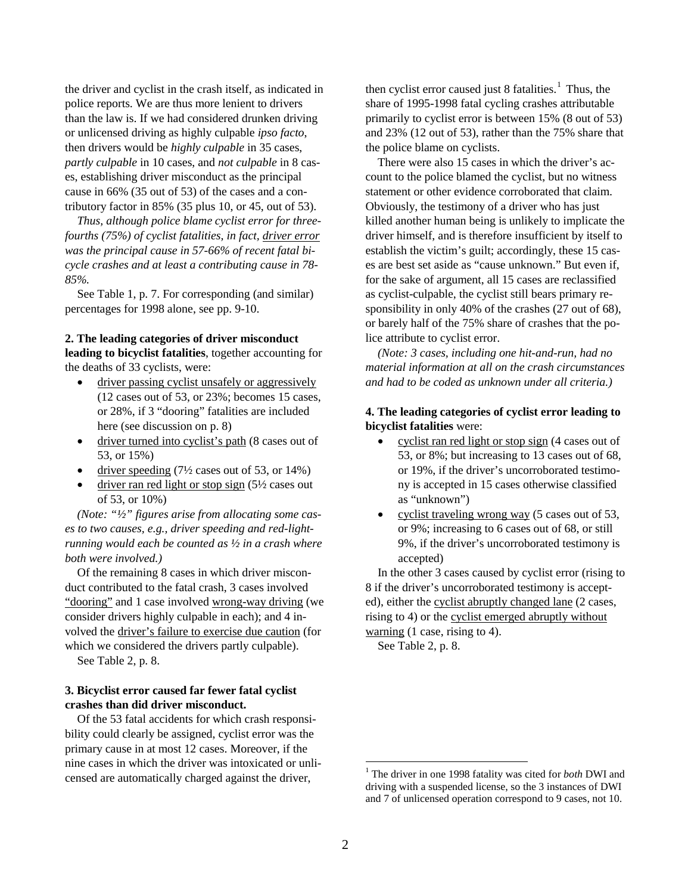the driver and cyclist in the crash itself, as indicated in police reports. We are thus more lenient to drivers than the law is. If we had considered drunken driving or unlicensed driving as highly culpable *ipso facto*, then drivers would be *highly culpable* in 35 cases, *partly culpable* in 10 cases, and *not culpable* in 8 cases, establishing driver misconduct as the principal cause in 66% (35 out of 53) of the cases and a contributory factor in 85% (35 plus 10, or 45, out of 53).

*Thus, although police blame cyclist error for three-fourths (75%) of cyclist fatalities, in fact, <u>driver error</u> was the principal cause in 57-66% of recent fatal bicycle crashes and at least a contributing cause in 78-85%.*

See Table 1, p. 7. For corresponding (and similar) percentages for 1998 alone, see pp. 9-10.

**2. The leading categories of driver misconduct leading to bicyclist fatalities**, together accounting for the deaths of 33 cyclists, were:

- <u>driver passing cyclist unsafely or aggressively</u> (12 cases out of 53, or 23%; becomes 15 cases, or 28%, if 3 "dooring" fatalities are included here (see discussion on p. 8)
- <u>driver turned into cyclist's path</u> (8 cases out of 53, or 15%)
- <u>driver speeding</u> (7½ cases out of 53, or 14%)
- <u>driver ran red light or stop sign</u> (5½ cases out of 53, or 10%)

*(Note: "½" figures arise from allocating some cases to two causes, e.g., driver speeding and red-light-running would each be counted as ½ in a crash where both were involved.)*

Of the remaining 8 cases in which driver misconduct contributed to the fatal crash, 3 cases involved <u>"dooring"</u> and 1 case involved <u>wrong-way driving</u> (we consider drivers highly culpable in each); and 4 involved the <u>driver's failure to exercise due caution</u> (for which we considered the drivers partly culpable).

See Table 2, p. 8.

**3. Bicyclist error caused far fewer fatal cyclist crashes than did driver misconduct.**

Of the 53 fatal accidents for which crash responsibility could clearly be assigned, cyclist error was the primary cause in at most 12 cases. Moreover, if the nine cases in which the driver was intoxicated or unlicensed are automatically charged against the driver, then cyclist error caused just 8 fatalities.[1] Thus, the share of 1995-1998 fatal cycling crashes attributable primarily to cyclist error is between 15% (8 out of 53) and 23% (12 out of 53), rather than the 75% share that the police blame on cyclists.

There were also 15 cases in which the driver's account to the police blamed the cyclist, but no witness statement or other evidence corroborated that claim. Obviously, the testimony of a driver who has just killed another human being is unlikely to implicate the driver himself, and is therefore insufficient by itself to establish the victim's guilt; accordingly, these 15 cases are best set aside as "cause unknown." But even if, for the sake of argument, all 15 cases are reclassified as cyclist-culpable, the cyclist still bears primary responsibility in only 40% of the crashes (27 out of 68), or barely half of the 75% share of crashes that the police attribute to cyclist error.

*(Note: 3 cases, including one hit-and-run, had no material information at all on the crash circumstances and had to be coded as unknown under all criteria.)*

**4. The leading categories of cyclist error leading to bicyclist fatalities** were:

- <u>cyclist ran red light or stop sign</u> (4 cases out of 53, or 8%; but increasing to 13 cases out of 68, or 19%, if the driver's uncorroborated testimony is accepted in 15 cases otherwise classified as "unknown")
- <u>cyclist traveling wrong way</u> (5 cases out of 53, or 9%; increasing to 6 cases out of 68, or still 9%, if the driver's uncorroborated testimony is accepted)

In the other 3 cases caused by cyclist error (rising to 8 if the driver's uncorroborated testimony is accepted), either the <u>cyclist abruptly changed lane</u> (2 cases, rising to 4) or the <u>cyclist emerged abruptly without warning</u> (1 case, rising to 4).

See Table 2, p. 8.

[1] The driver in one 1998 fatality was cited for *both* DWI and driving with a suspended license, so the 3 instances of DWI and 7 of unlicensed operation correspond to 9 cases, not 10.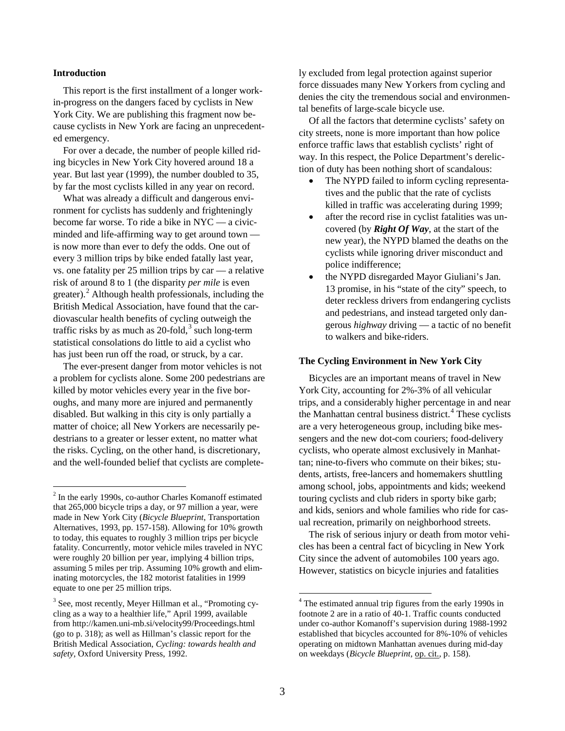## Introduction

This report is the first installment of a longer work-in-progress on the dangers faced by cyclists in New York City. We are publishing this fragment now because cyclists in New York are facing an unprecedented emergency.

For over a decade, the number of people killed riding bicycles in New York City hovered around 18 a year. But last year (1999), the number doubled to 35, by far the most cyclists killed in any year on record.

What was already a difficult and dangerous environment for cyclists has suddenly and frighteningly become far worse. To ride a bike in NYC — a civic-minded and life-affirming way to get around town — is now more than ever to defy the odds. One out of every 3 million trips by bike ended fatally last year, vs. one fatality per 25 million trips by car — a relative risk of around 8 to 1 (the disparity *per mile* is even greater).[2] Although health professionals, including the British Medical Association, have found that the cardiovascular health benefits of cycling outweigh the traffic risks by as much as 20-fold,[3] such long-term statistical consolations do little to aid a cyclist who has just been run off the road, or struck, by a car.

The ever-present danger from motor vehicles is not a problem for cyclists alone. Some 200 pedestrians are killed by motor vehicles every year in the five boroughs, and many more are injured and permanently disabled. But walking in this city is only partially a matter of choice; all New Yorkers are necessarily pedestrians to a greater or lesser extent, no matter what the risks. Cycling, on the other hand, is discretionary, and the well-founded belief that cyclists are completely excluded from legal protection against superior force dissuades many New Yorkers from cycling and denies the city the tremendous social and environmental benefits of large-scale bicycle use.

Of all the factors that determine cyclists' safety on city streets, none is more important than how police enforce traffic laws that establish cyclists' right of way. In this respect, the Police Department's dereliction of duty has been nothing short of scandalous:

- The NYPD failed to inform cycling representatives and the public that the rate of cyclists killed in traffic was accelerating during 1999;
- after the record rise in cyclist fatalities was uncovered (by ***Right Of Way***, at the start of the new year), the NYPD blamed the deaths on the cyclists while ignoring driver misconduct and police indifference;
- the NYPD disregarded Mayor Giuliani's Jan. 13 promise, in his "state of the city" speech, to deter reckless drivers from endangering cyclists and pedestrians, and instead targeted only dangerous *highway* driving — a tactic of no benefit to walkers and bike-riders.

## The Cycling Environment in New York City

Bicycles are an important means of travel in New York City, accounting for 2%-3% of all vehicular trips, and a considerably higher percentage in and near the Manhattan central business district.[4] These cyclists are a very heterogeneous group, including bike messengers and the new dot-com couriers; food-delivery cyclists, who operate almost exclusively in Manhattan; nine-to-fivers who commute on their bikes; students, artists, free-lancers and homemakers shuttling among school, jobs, appointments and kids; weekend touring cyclists and club riders in sporty bike garb; and kids, seniors and whole families who ride for casual recreation, primarily on neighborhood streets.

The risk of serious injury or death from motor vehicles has been a central fact of bicycling in New York City since the advent of automobiles 100 years ago. However, statistics on bicycle injuries and fatalities

---

[2] In the early 1990s, co-author Charles Komanoff estimated that 265,000 bicycle trips a day, or 97 million a year, were made in New York City (*Bicycle Blueprint*, Transportation Alternatives, 1993, pp. 157-158). Allowing for 10% growth to today, this equates to roughly 3 million trips per bicycle fatality. Concurrently, motor vehicle miles traveled in NYC were roughly 20 billion per year, implying 4 billion trips, assuming 5 miles per trip. Assuming 10% growth and eliminating motorcycles, the 182 motorist fatalities in 1999 equate to one per 25 million trips.

[3] See, most recently, Meyer Hillman et al., "Promoting cycling as a way to a healthier life," April 1999, available from http://kamen.uni-mb.si/velocity99/Proceedings.html (go to p. 318); as well as Hillman's classic report for the British Medical Association, *Cycling: towards health and safety*, Oxford University Press, 1992.

[4] The estimated annual trip figures from the early 1990s in footnote 2 are in a ratio of 40-1. Traffic counts conducted under co-author Komanoff's supervision during 1988-1992 established that bicycles accounted for 8%-10% of vehicles operating on midtown Manhattan avenues during mid-day on weekdays (*Bicycle Blueprint*, op. cit., p. 158).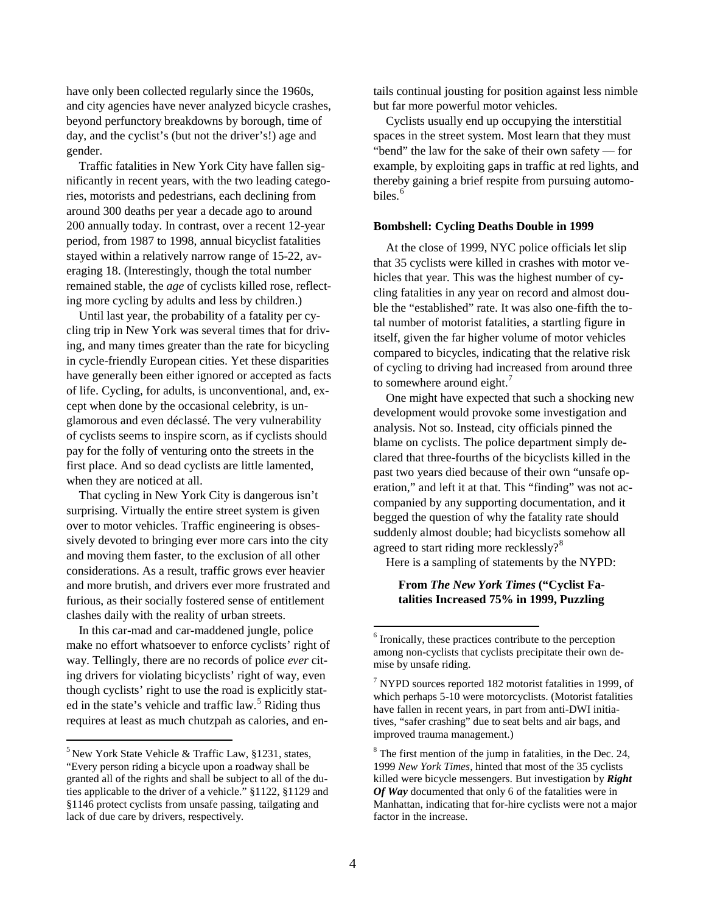have only been collected regularly since the 1960s, and city agencies have never analyzed bicycle crashes, beyond perfunctory breakdowns by borough, time of day, and the cyclist's (but not the driver's!) age and gender.

Traffic fatalities in New York City have fallen significantly in recent years, with the two leading categories, motorists and pedestrians, each declining from around 300 deaths per year a decade ago to around 200 annually today. In contrast, over a recent 12-year period, from 1987 to 1998, annual bicyclist fatalities stayed within a relatively narrow range of 15-22, averaging 18. (Interestingly, though the total number remained stable, the *age* of cyclists killed rose, reflecting more cycling by adults and less by children.)

Until last year, the probability of a fatality per cycling trip in New York was several times that for driving, and many times greater than the rate for bicycling in cycle-friendly European cities. Yet these disparities have generally been either ignored or accepted as facts of life. Cycling, for adults, is unconventional, and, except when done by the occasional celebrity, is unglamorous and even déclassé. The very vulnerability of cyclists seems to inspire scorn, as if cyclists should pay for the folly of venturing onto the streets in the first place. And so dead cyclists are little lamented, when they are noticed at all.

That cycling in New York City is dangerous isn't surprising. Virtually the entire street system is given over to motor vehicles. Traffic engineering is obsessively devoted to bringing ever more cars into the city and moving them faster, to the exclusion of all other considerations. As a result, traffic grows ever heavier and more brutish, and drivers ever more frustrated and furious, as their socially fostered sense of entitlement clashes daily with the reality of urban streets.

In this car-mad and car-maddened jungle, police make no effort whatsoever to enforce cyclists' right of way. Tellingly, there are no records of police *ever* citing drivers for violating bicyclists' right of way, even though cyclists' right to use the road is explicitly stated in the state's vehicle and traffic law.[5] Riding thus requires at least as much chutzpah as calories, and entails continual jousting for position against less nimble but far more powerful motor vehicles.

Cyclists usually end up occupying the interstitial spaces in the street system. Most learn that they must "bend" the law for the sake of their own safety — for example, by exploiting gaps in traffic at red lights, and thereby gaining a brief respite from pursuing automobiles.[6]

**Bombshell: Cycling Deaths Double in 1999**

At the close of 1999, NYC police officials let slip that 35 cyclists were killed in crashes with motor vehicles that year. This was the highest number of cycling fatalities in any year on record and almost double the "established" rate. It was also one-fifth the total number of motorist fatalities, a startling figure in itself, given the far higher volume of motor vehicles compared to bicycles, indicating that the relative risk of cycling to driving had increased from around three to somewhere around eight.[7]

One might have expected that such a shocking new development would provoke some investigation and analysis. Not so. Instead, city officials pinned the blame on cyclists. The police department simply declared that three-fourths of the bicyclists killed in the past two years died because of their own "unsafe operation," and left it at that. This "finding" was not accompanied by any supporting documentation, and it begged the question of why the fatality rate should suddenly almost double; had bicyclists somehow all agreed to start riding more recklessly?[8]

Here is a sampling of statements by the NYPD:

**From *The New York Times* ("Cyclist Fatalities Increased 75% in 1999, Puzzling**

---

[5] New York State Vehicle & Traffic Law, §1231, states, "Every person riding a bicycle upon a roadway shall be granted all of the rights and shall be subject to all of the duties applicable to the driver of a vehicle." §1122, §1129 and §1146 protect cyclists from unsafe passing, tailgating and lack of due care by drivers, respectively.

[6] Ironically, these practices contribute to the perception among non-cyclists that cyclists precipitate their own demise by unsafe riding.

[7] NYPD sources reported 182 motorist fatalities in 1999, of which perhaps 5-10 were motorcyclists. (Motorist fatalities have fallen in recent years, in part from anti-DWI initiatives, "safer crashing" due to seat belts and air bags, and improved trauma management.)

[8] The first mention of the jump in fatalities, in the Dec. 24, 1999 *New York Times*, hinted that most of the 35 cyclists killed were bicycle messengers. But investigation by ***Right Of Way*** documented that only 6 of the fatalities were in Manhattan, indicating that for-hire cyclists were not a major factor in the increase.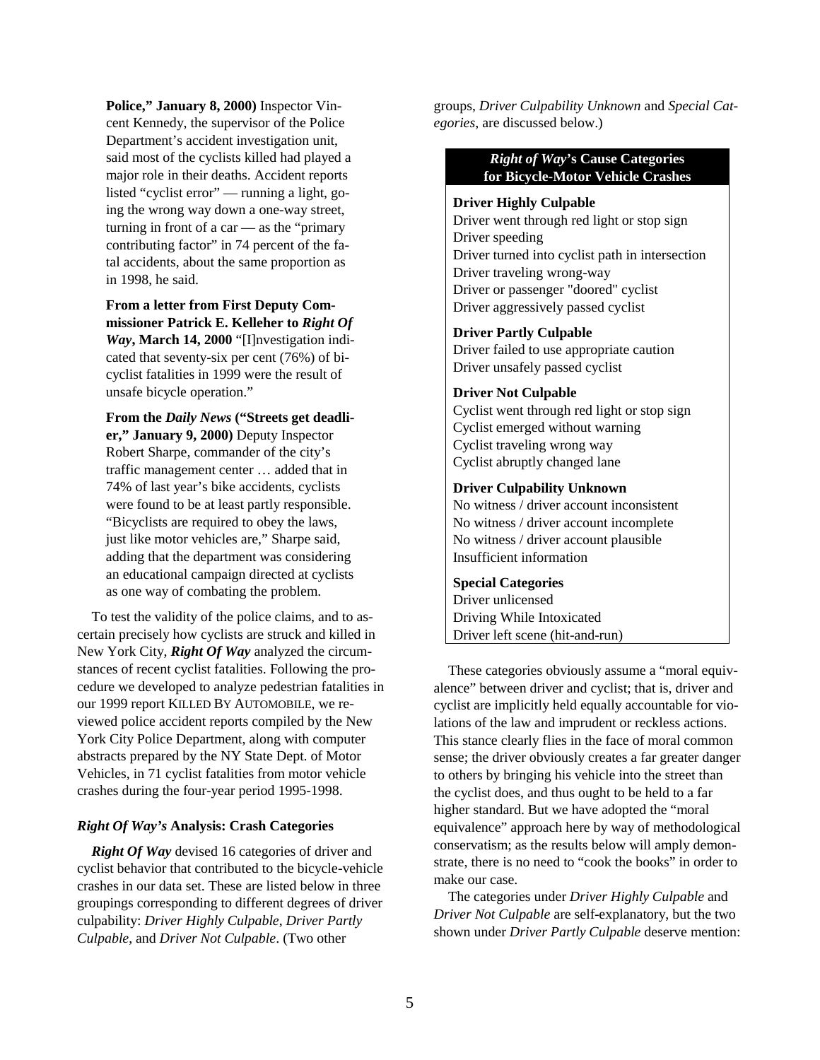**Police," January 8, 2000)** Inspector Vincent Kennedy, the supervisor of the Police Department's accident investigation unit, said most of the cyclists killed had played a major role in their deaths. Accident reports listed "cyclist error" — running a light, going the wrong way down a one-way street, turning in front of a car — as the "primary contributing factor" in 74 percent of the fatal accidents, about the same proportion as in 1998, he said.

**From a letter from First Deputy Commissioner Patrick E. Kelleher to *Right Of Way*, March 14, 2000** "[I]nvestigation indicated that seventy-six per cent (76%) of bicyclist fatalities in 1999 were the result of unsafe bicycle operation."

**From the *Daily News* ("Streets get deadlier," January 9, 2000)** Deputy Inspector Robert Sharpe, commander of the city's traffic management center … added that in 74% of last year's bike accidents, cyclists were found to be at least partly responsible. "Bicyclists are required to obey the laws, just like motor vehicles are," Sharpe said, adding that the department was considering an educational campaign directed at cyclists as one way of combating the problem.

To test the validity of the police claims, and to ascertain precisely how cyclists are struck and killed in New York City, ***Right Of Way*** analyzed the circumstances of recent cyclist fatalities. Following the procedure we developed to analyze pedestrian fatalities in our 1999 report KILLED BY AUTOMOBILE, we reviewed police accident reports compiled by the New York City Police Department, along with computer abstracts prepared by the NY State Dept. of Motor Vehicles, in 71 cyclist fatalities from motor vehicle crashes during the four-year period 1995-1998.

### *Right Of Way's* Analysis: Crash Categories

***Right Of Way*** devised 16 categories of driver and cyclist behavior that contributed to the bicycle-vehicle crashes in our data set. These are listed below in three groupings corresponding to different degrees of driver culpability: *Driver Highly Culpable*, *Driver Partly Culpable*, and *Driver Not Culpable*. (Two other groups, *Driver Culpability Unknown* and *Special Categories*, are discussed below.)

**_Right of Way_'s Cause Categories for Bicycle-Motor Vehicle Crashes**

**Driver Highly Culpable**
Driver went through red light or stop sign
Driver speeding
Driver turned into cyclist path in intersection
Driver traveling wrong-way
Driver or passenger "doored" cyclist
Driver aggressively passed cyclist

**Driver Partly Culpable**
Driver failed to use appropriate caution
Driver unsafely passed cyclist

**Driver Not Culpable**
Cyclist went through red light or stop sign
Cyclist emerged without warning
Cyclist traveling wrong way
Cyclist abruptly changed lane

**Driver Culpability Unknown**
No witness / driver account inconsistent
No witness / driver account incomplete
No witness / driver account plausible
Insufficient information

**Special Categories**
Driver unlicensed
Driving While Intoxicated
Driver left scene (hit-and-run)

These categories obviously assume a "moral equivalence" between driver and cyclist; that is, driver and cyclist are implicitly held equally accountable for violations of the law and imprudent or reckless actions. This stance clearly flies in the face of moral common sense; the driver obviously creates a far greater danger to others by bringing his vehicle into the street than the cyclist does, and thus ought to be held to a far higher standard. But we have adopted the "moral equivalence" approach here by way of methodological conservatism; as the results below will amply demonstrate, there is no need to "cook the books" in order to make our case.

The categories under *Driver Highly Culpable* and *Driver Not Culpable* are self-explanatory, but the two shown under *Driver Partly Culpable* deserve mention: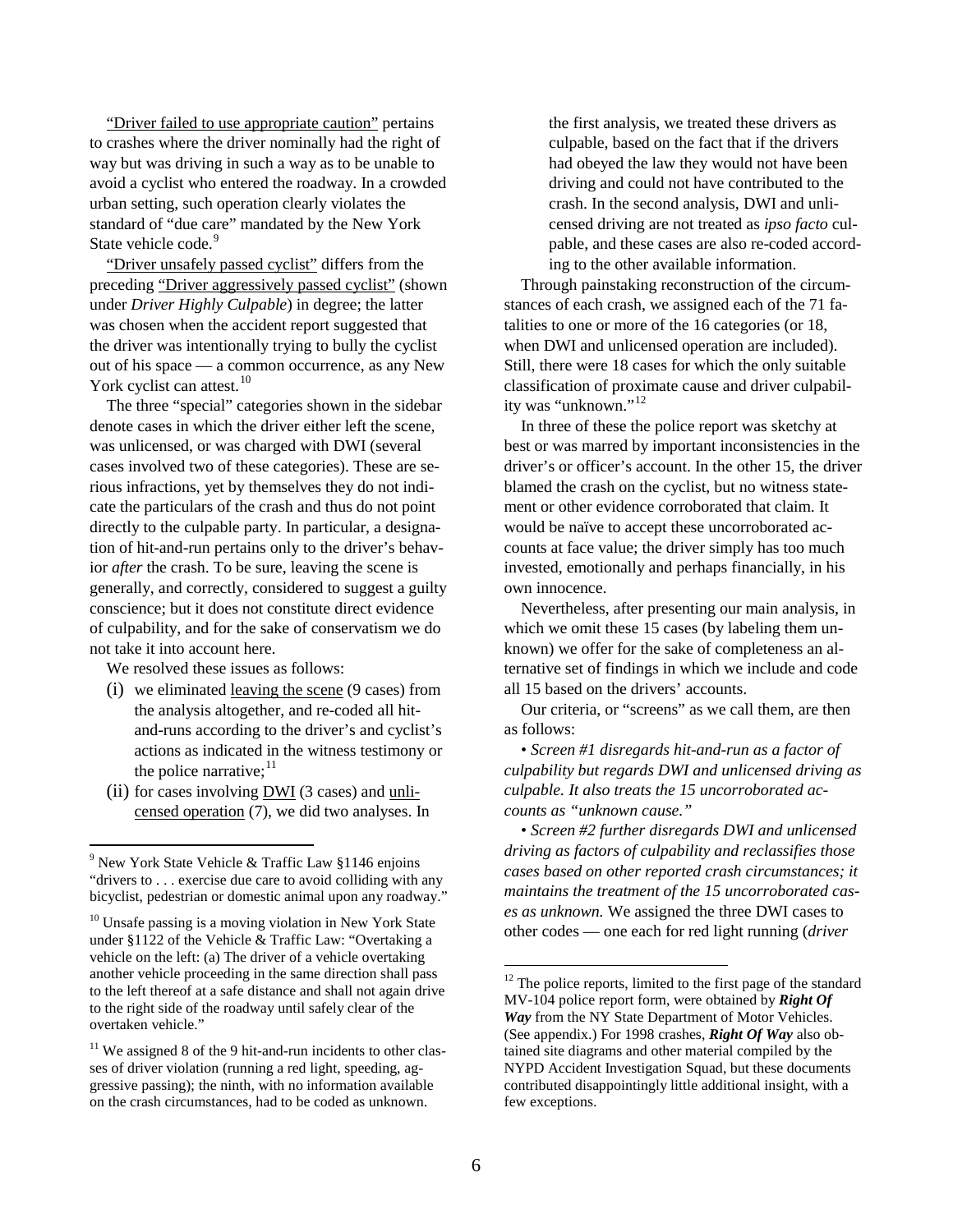"Driver failed to use appropriate caution" pertains to crashes where the driver nominally had the right of way but was driving in such a way as to be unable to avoid a cyclist who entered the roadway. In a crowded urban setting, such operation clearly violates the standard of "due care" mandated by the New York State vehicle code.[9]

"Driver unsafely passed cyclist" differs from the preceding "Driver aggressively passed cyclist" (shown under *Driver Highly Culpable*) in degree; the latter was chosen when the accident report suggested that the driver was intentionally trying to bully the cyclist out of his space — a common occurrence, as any New York cyclist can attest.[10]

The three "special" categories shown in the sidebar denote cases in which the driver either left the scene, was unlicensed, or was charged with DWI (several cases involved two of these categories). These are serious infractions, yet by themselves they do not indicate the particulars of the crash and thus do not point directly to the culpable party. In particular, a designation of hit-and-run pertains only to the driver's behavior *after* the crash. To be sure, leaving the scene is generally, and correctly, considered to suggest a guilty conscience; but it does not constitute direct evidence of culpability, and for the sake of conservatism we do not take it into account here.

We resolved these issues as follows:

(i) we eliminated leaving the scene (9 cases) from the analysis altogether, and re-coded all hit-and-runs according to the driver's and cyclist's actions as indicated in the witness testimony or the police narrative;[11]

(ii) for cases involving DWI (3 cases) and unlicensed operation (7), we did two analyses. In the first analysis, we treated these drivers as culpable, based on the fact that if the drivers had obeyed the law they would not have been driving and could not have contributed to the crash. In the second analysis, DWI and unlicensed driving are not treated as *ipso facto* culpable, and these cases are also re-coded according to the other available information.

Through painstaking reconstruction of the circumstances of each crash, we assigned each of the 71 fatalities to one or more of the 16 categories (or 18, when DWI and unlicensed operation are included). Still, there were 18 cases for which the only suitable classification of proximate cause and driver culpability was "unknown."[12]

In three of these the police report was sketchy at best or was marred by important inconsistencies in the driver's or other's account. In the other 15, the driver blamed the crash on the cyclist, but no witness statement or other evidence corroborated that claim. It would be naïve to accept these uncorroborated accounts at face value; the driver simply has too much invested, emotionally and perhaps financially, in his own innocence.

Nevertheless, after presenting our main analysis, in which we omit these 15 cases (by labeling them unknown) we offer for the sake of completeness an alternative set of findings in which we include and code all 15 based on the drivers' accounts.

Our criteria, or "screens" as we call them, are then as follows:

• *Screen #1 disregards hit-and-run as a factor of culpability but regards DWI and unlicensed driving as culpable. It also treats the 15 uncorroborated accounts as "unknown cause."*

• *Screen #2 further disregards DWI and unlicensed driving as factors of culpability and reclassifies those cases based on other reported crash circumstances; it maintains the treatment of the 15 uncorroborated cases as unknown.* We assigned the three DWI cases to other codes — one each for red light running (*driver*

---

[9] New York State Vehicle & Traffic Law §1146 enjoins "drivers to . . . exercise due care to avoid colliding with any bicyclist, pedestrian or domestic animal upon any roadway."

[10] Unsafe passing is a moving violation in New York State under §1122 of the Vehicle & Traffic Law: "Overtaking a vehicle on the left: (a) The driver of a vehicle overtaking another vehicle proceeding in the same direction shall pass to the left thereof at a safe distance and shall not again drive to the right side of the roadway until safely clear of the overtaken vehicle."

[11] We assigned 8 of the 9 hit-and-run incidents to other classes of driver violation (running a red light, speeding, aggressive passing); the ninth, with no information available on the crash circumstances, had to be coded as unknown.

[12] The police reports, limited to the first page of the standard MV-104 police report form, were obtained by ***Right Of Way*** from the NY State Department of Motor Vehicles. (See appendix.) For 1998 crashes, ***Right Of Way*** also obtained site diagrams and other material compiled by the NYPD Accident Investigation Squad, but these documents contributed disappointingly little additional insight, with a few exceptions.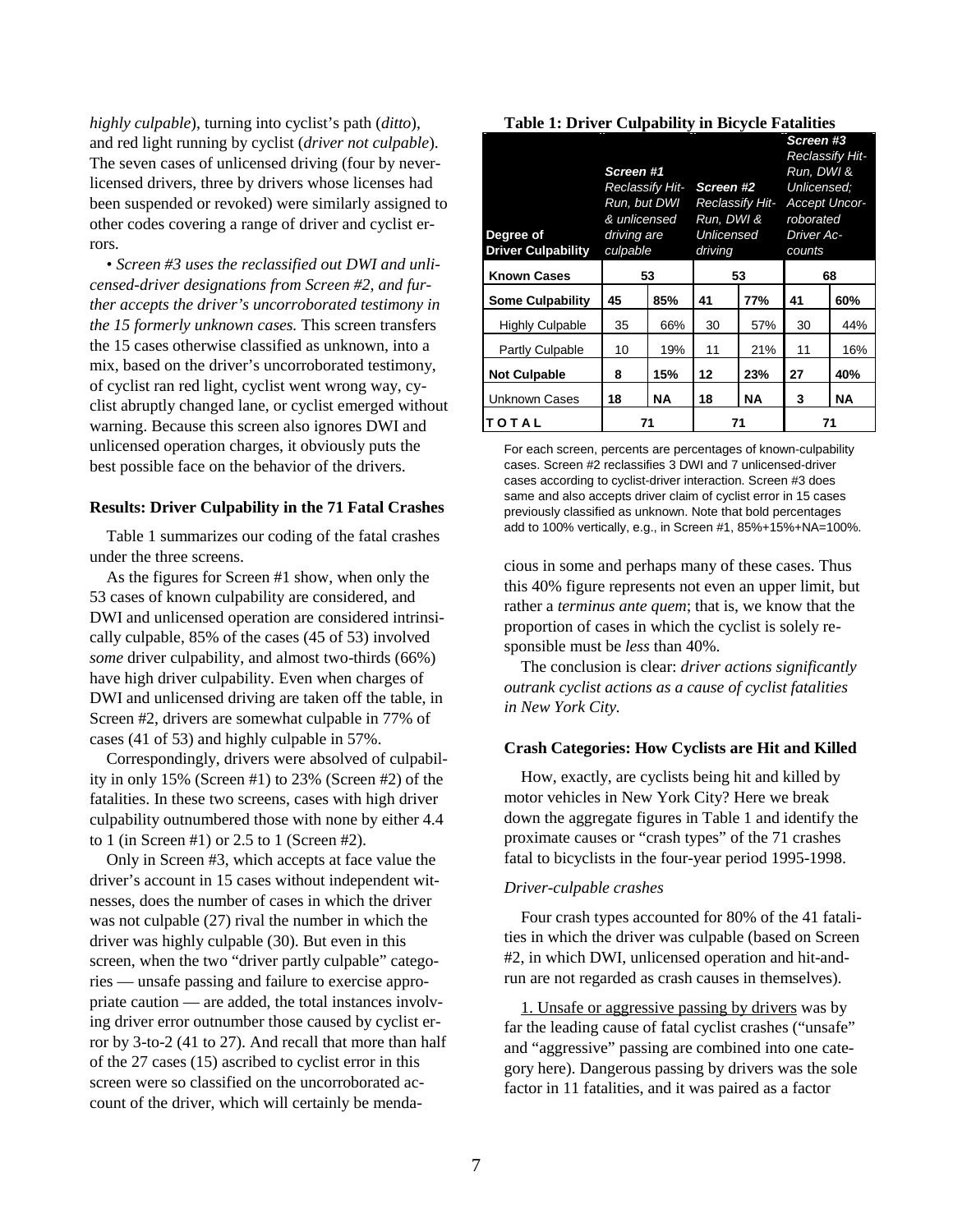*highly culpable*), turning into cyclist's path (*ditto*), and red light running by cyclist (*driver not culpable*). The seven cases of unlicensed driving (four by never-licensed drivers, three by drivers whose licenses had been suspended or revoked) were similarly assigned to other codes covering a range of driver and cyclist errors.

• *Screen #3 uses the reclassified out DWI and unlicensed-driver designations from Screen #2, and further accepts the driver's uncorroborated testimony in the 15 formerly unknown cases.* This screen transfers the 15 cases otherwise classified as unknown, into a mix, based on the driver's uncorroborated testimony, of cyclist ran red light, cyclist went wrong way, cyclist abruptly changed lane, or cyclist emerged without warning. Because this screen also ignores DWI and unlicensed operation charges, it obviously puts the best possible face on the behavior of the drivers.

### Results: Driver Culpability in the 71 Fatal Crashes

Table 1 summarizes our coding of the fatal crashes under the three screens.

As the figures for Screen #1 show, when only the 53 cases of known culpability are considered, and DWI and unlicensed operation are considered intrinsically culpable, 85% of the cases (45 of 53) involved *some* driver culpability, and almost two-thirds (66%) have high driver culpability. Even when charges of DWI and unlicensed driving are taken off the table, in Screen #2, drivers are somewhat culpable in 77% of cases (41 of 53) and highly culpable in 57%.

Correspondingly, drivers were absolved of culpability in only 15% (Screen #1) to 23% (Screen #2) of the fatalities. In these two screens, cases with high driver culpability outnumbered those with none by either 4.4 to 1 (in Screen #1) or 2.5 to 1 (Screen #2).

Only in Screen #3, which accepts at face value the driver's account in 15 cases without independent witnesses, does the number of cases in which the driver was not culpable (27) rival the number in which the driver was highly culpable (30). But even in this screen, when the two "driver partly culpable" categories — unsafe passing and failure to exercise appropriate caution — are added, the total instances involving driver error outnumber those caused by cyclist error by 3-to-2 (41 to 27). And recall that more than half of the 27 cases (15) ascribed to cyclist error in this screen were so classified on the uncorroborated account of the driver, which will certainly be mendacious in some and perhaps many of these cases. Thus this 40% figure represents not even an upper limit, but rather a *terminus ante quem*; that is, we know that the proportion of cases in which the cyclist is solely responsible must be *less* than 40%.

The conclusion is clear: *driver actions significantly outrank cyclist actions as a cause of cyclist fatalities in New York City.*

**Table 1: Driver Culpability in Bicycle Fatalities**

| Degree of Driver Culpability | *Screen #1* *Reclassify Hit-Run, but DWI & unlicensed driving are culpable* | | *Screen #2* *Reclassify Hit-Run, DWI & Unlicensed driving* | | *Screen #3* *Reclassify Hit-Run, DWI & Unlicensed; Accept Uncorroborated Driver Accounts* | |
|---|---|---|---|---|---|---|
| **Known Cases** | 53 | | 53 | | 68 | |
| **Some Culpability** | **45** | **85%** | **41** | **77%** | **41** | **60%** |
| Highly Culpable | 35 | 66% | 30 | 57% | 30 | 44% |
| Partly Culpable | 10 | 19% | 11 | 21% | 11 | 16% |
| **Not Culpable** | **8** | **15%** | **12** | **23%** | **27** | **40%** |
| Unknown Cases | **18** | **NA** | **18** | **NA** | **3** | **NA** |
| **TOTAL** | 71 | | 71 | | 71 | |

For each screen, percents are percentages of known-culpability cases. Screen #2 reclassifies 3 DWI and 7 unlicensed-driver cases according to cyclist-driver interaction. Screen #3 does same and also accepts driver claim of cyclist error in 15 cases previously classified as unknown. Note that bold percentages add to 100% vertically, e.g., in Screen #1, 85%+15%+NA=100%.

### Crash Categories: How Cyclists are Hit and Killed

How, exactly, are cyclists being hit and killed by motor vehicles in New York City? Here we break down the aggregate figures in Table 1 and identify the proximate causes or "crash types" of the 71 crashes fatal to bicyclists in the four-year period 1995-1998.

#### *Driver-culpable crashes*

Four crash types accounted for 80% of the 41 fatalities in which the driver was culpable (based on Screen #2, in which DWI, unlicensed operation and hit-and-run are not regarded as crash causes in themselves).

1. Unsafe or aggressive passing by drivers was by far the leading cause of fatal cyclist crashes ("unsafe" and "aggressive" passing are combined into one category here). Dangerous passing by drivers was the sole factor in 11 fatalities, and it was paired as a factor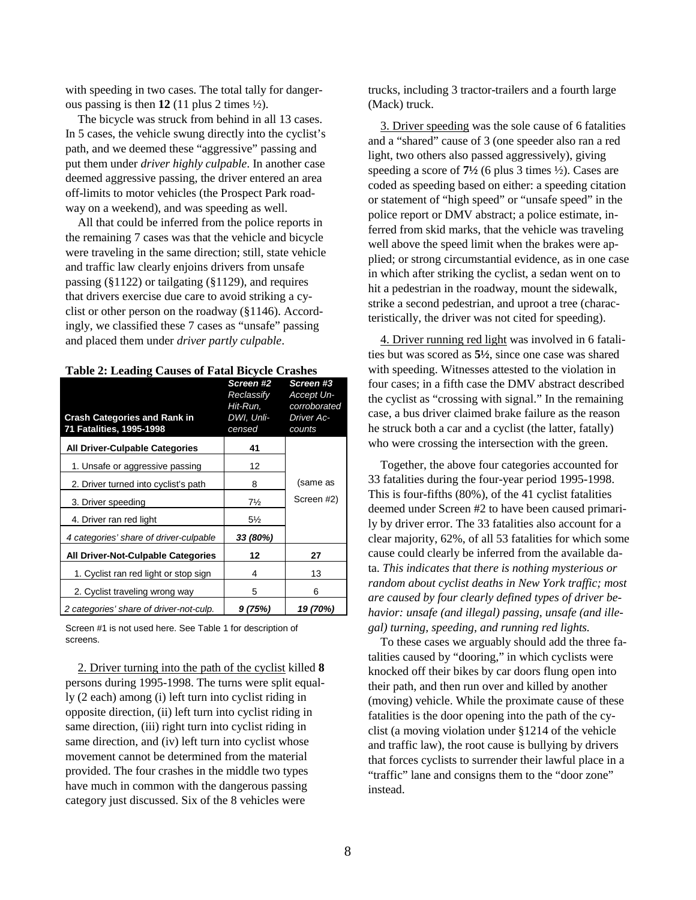with speeding in two cases. The total tally for dangerous passing is then **12** (11 plus 2 times ½).

The bicycle was struck from behind in all 13 cases. In 5 cases, the vehicle swung directly into the cyclist's path, and we deemed these "aggressive" passing and put them under *driver highly culpable*. In another case deemed aggressive passing, the driver entered an area off-limits to motor vehicles (the Prospect Park roadway on a weekend), and was speeding as well.

All that could be inferred from the police reports in the remaining 7 cases was that the vehicle and bicycle were traveling in the same direction; still, state vehicle and traffic law clearly enjoins drivers from unsafe passing (§1122) or tailgating (§1129), and requires that drivers exercise due care to avoid striking a cyclist or other person on the roadway (§1146). Accordingly, we classified these 7 cases as "unsafe" passing and placed them under *driver partly culpable*.

**Table 2: Leading Causes of Fatal Bicycle Crashes**

| Crash Categories and Rank in 71 Fatalities, 1995-1998 | *Screen #2 Reclassify Hit-Run, DWI, Unlicensed* | *Screen #3 Accept Uncorroborated Driver Accounts* |
|---|---|---|
| **All Driver-Culpable Categories** | **41** | |
| 1. Unsafe or aggressive passing | 12 | |
| 2. Driver turned into cyclist's path | 8 | (same as Screen #2) |
| 3. Driver speeding | 7½ | |
| 4. Driver ran red light | 5½ | |
| *4 categories' share of driver-culpable* | ***33 (80%)*** | |
| **All Driver-Not-Culpable Categories** | **12** | **27** |
| 1. Cyclist ran red light or stop sign | 4 | 13 |
| 2. Cyclist traveling wrong way | 5 | 6 |
| *2 categories' share of driver-not-culp.* | ***9 (75%)*** | ***19 (70%)*** |

Screen #1 is not used here. See Table 1 for description of screens.

2. Driver turning into the path of the cyclist killed **8** persons during 1995-1998. The turns were split equally (2 each) among (i) left turn into cyclist riding in opposite direction, (ii) left turn into cyclist riding in same direction, (iii) right turn into cyclist riding in same direction, and (iv) left turn into cyclist whose movement cannot be determined from the material provided. The four crashes in the middle two types have much in common with the dangerous passing category just discussed. Six of the 8 vehicles were trucks, including 3 tractor-trailers and a fourth large (Mack) truck.

3. Driver speeding was the sole cause of 6 fatalities and a "shared" cause of 3 (one speeder also ran a red light, two others also passed aggressively), giving speeding a score of **7½** (6 plus 3 times ½). Cases are coded as speeding based on either: a speeding citation or statement of "high speed" or "unsafe speed" in the police report or DMV abstract; a police estimate, inferred from skid marks, that the vehicle was traveling well above the speed limit when the brakes were applied; or strong circumstantial evidence, as in one case in which after striking the cyclist, a sedan went on to hit a pedestrian in the roadway, mount the sidewalk, strike a second pedestrian, and uproot a tree (characteristically, the driver was not cited for speeding).

4. Driver running red light was involved in 6 fatalities but was scored as **5½**, since one case was shared with speeding. Witnesses attested to the violation in four cases; in a fifth case the DMV abstract described the cyclist as "crossing with signal." In the remaining case, a bus driver claimed brake failure as the reason he struck both a car and a cyclist (the latter, fatally) who were crossing the intersection with the green.

Together, the above four categories accounted for 33 fatalities during the four-year period 1995-1998. This is four-fifths (80%), of the 41 cyclist fatalities deemed under Screen #2 to have been caused primarily by driver error. The 33 fatalities also account for a clear majority, 62%, of all 53 fatalities for which some cause could clearly be inferred from the available data. *This indicates that there is nothing mysterious or random about cyclist deaths in New York traffic; most are caused by four clearly defined types of driver behavior: unsafe (and illegal) passing, unsafe (and illegal) turning, speeding, and running red lights.*

To these cases we arguably should add the three fatalities caused by "dooring," in which cyclists were knocked off their bikes by car doors flung open into their path, and then run over and killed by another (moving) vehicle. While the proximate cause of these fatalities is the door opening into the path of the cyclist (a moving violation under §1214 of the vehicle and traffic law), the root cause is bullying by drivers that forces cyclists to surrender their lawful place in a "traffic" lane and consigns them to the "door zone" instead.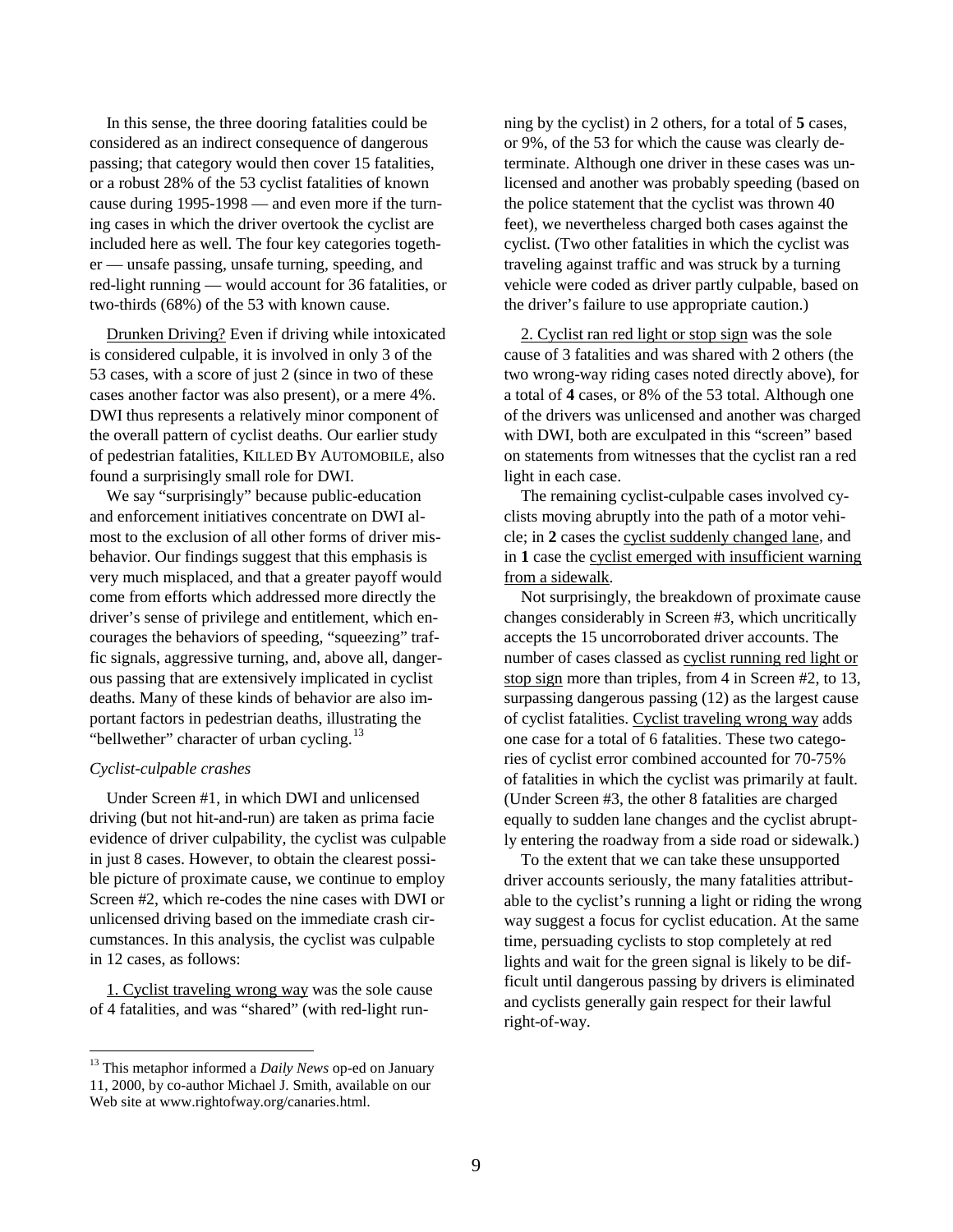In this sense, the three dooring fatalities could be considered as an indirect consequence of dangerous passing; that category would then cover 15 fatalities, or a robust 28% of the 53 cyclist fatalities of known cause during 1995-1998 — and even more if the turning cases in which the driver overtook the cyclist are included here as well. The four key categories together — unsafe passing, unsafe turning, speeding, and red-light running — would account for 36 fatalities, or two-thirds (68%) of the 53 with known cause.

<u>Drunken Driving?</u> Even if driving while intoxicated is considered culpable, it is involved in only 3 of the 53 cases, with a score of just 2 (since in two of these cases another factor was also present), or a mere 4%. DWI thus represents a relatively minor component of the overall pattern of cyclist deaths. Our earlier study of pedestrian fatalities, KILLED BY AUTOMOBILE, also found a surprisingly small role for DWI.

We say "surprisingly" because public-education and enforcement initiatives concentrate on DWI almost to the exclusion of all other forms of driver misbehavior. Our findings suggest that this emphasis is very much misplaced, and that a greater payoff would come from efforts which addressed more directly the driver's sense of privilege and entitlement, which encourages the behaviors of speeding, "squeezing" traffic signals, aggressive turning, and, above all, dangerous passing that are extensively implicated in cyclist deaths. Many of these kinds of behavior are also important factors in pedestrian deaths, illustrating the "bellwether" character of urban cycling.[13]

*Cyclist-culpable crashes*

Under Screen #1, in which DWI and unlicensed driving (but not hit-and-run) are taken as prima facie evidence of driver culpability, the cyclist was culpable in just 8 cases. However, to obtain the clearest possible picture of proximate cause, we continue to employ Screen #2, which re-codes the nine cases with DWI or unlicensed driving based on the immediate crash circumstances. In this analysis, the cyclist was culpable in 12 cases, as follows:

<u>1. Cyclist traveling wrong way</u> was the sole cause of 4 fatalities, and was "shared" (with red-light running by the cyclist) in 2 others, for a total of **5** cases, or 9%, of the 53 for which the cause was clearly determinate. Although one driver in these cases was unlicensed and another was probably speeding (based on the police statement that the cyclist was thrown 40 feet), we nevertheless charged both cases against the cyclist. (Two other fatalities in which the cyclist was traveling against traffic and was struck by a turning vehicle were coded as driver partly culpable, based on the driver's failure to use appropriate caution.)

<u>2. Cyclist ran red light or stop sign</u> was the sole cause of 3 fatalities and was shared with 2 others (the two wrong-way riding cases noted directly above), for a total of **4** cases, or 8% of the 53 total. Although one of the drivers was unlicensed and another was charged with DWI, both are exculpated in this "screen" based on statements from witnesses that the cyclist ran a red light in each case.

The remaining cyclist-culpable cases involved cyclists moving abruptly into the path of a motor vehicle; in **2** cases the <u>cyclist suddenly changed lane</u>, and in **1** case the <u>cyclist emerged with insufficient warning from a sidewalk</u>.

Not surprisingly, the breakdown of proximate cause changes considerably in Screen #3, which uncritically accepts the 15 uncorroborated driver accounts. The number of cases classed as <u>cyclist running red light or stop sign</u> more than triples, from 4 in Screen #2, to 13, surpassing dangerous passing (12) as the largest cause of cyclist fatalities. <u>Cyclist traveling wrong way</u> adds one case for a total of 6 fatalities. These two categories of cyclist error combined accounted for 70-75% of fatalities in which the cyclist was primarily at fault. (Under Screen #3, the other 8 fatalities are charged equally to sudden lane changes and the cyclist abruptly entering the roadway from a side road or sidewalk.)

To the extent that we can take these unsupported driver accounts seriously, the many fatalities attributable to the cyclist's running a light or riding the wrong way suggest a focus for cyclist education. At the same time, persuading cyclists to stop completely at red lights and wait for the green signal is likely to be difficult until dangerous passing by drivers is eliminated and cyclists generally gain respect for their lawful right-of-way.

---

[13] This metaphor informed a *Daily News* op-ed on January 11, 2000, by co-author Michael J. Smith, available on our Web site at www.rightofway.org/canaries.html.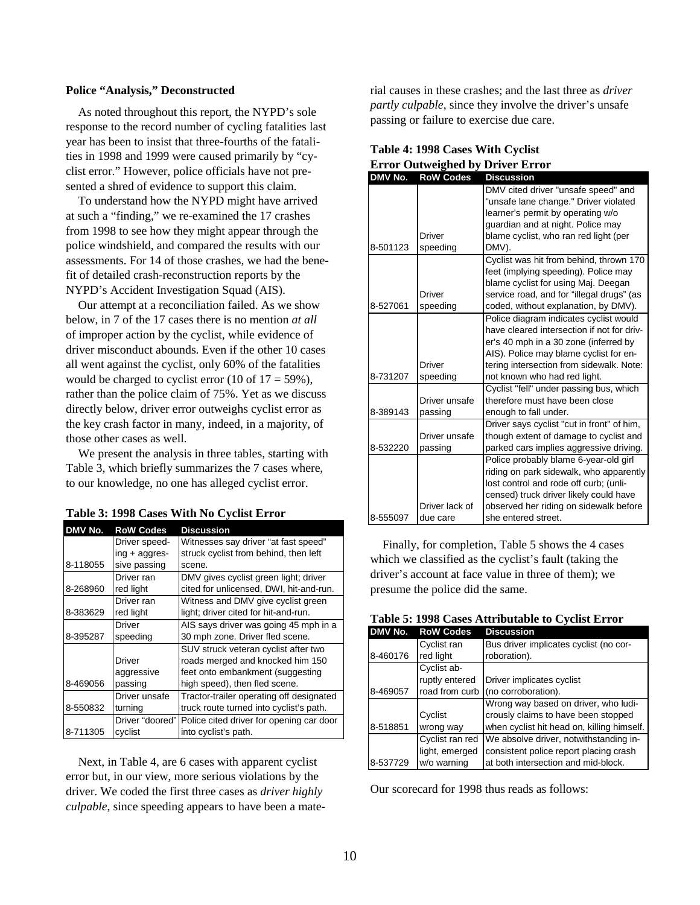### Police "Analysis," Deconstructed

As noted throughout this report, the NYPD's sole response to the record number of cycling fatalities last year has been to insist that three-fourths of the fatalities in 1998 and 1999 were caused primarily by "cyclist error." However, police officials have not presented a shred of evidence to support this claim.

To understand how the NYPD might have arrived at such a "finding," we re-examined the 17 crashes from 1998 to see how they might appear through the police windshield, and compared the results with our assessments. For 14 of those crashes, we had the benefit of detailed crash-reconstruction reports by the NYPD's Accident Investigation Squad (AIS).

Our attempt at a reconciliation failed. As we show below, in 7 of the 17 cases there is no mention *at all* of improper action by the cyclist, while evidence of driver misconduct abounds. Even if the other 10 cases all went against the cyclist, only 60% of the fatalities would be charged to cyclist error (10 of 17 = 59%), rather than the police claim of 75%. Yet as we discuss directly below, driver error outweighs cyclist error as the key crash factor in many, indeed, in a majority, of those other cases as well.

We present the analysis in three tables, starting with Table 3, which briefly summarizes the 7 cases where, to our knowledge, no one has alleged cyclist error.

**Table 3: 1998 Cases With No Cyclist Error**

| DMV No. | RoW Codes | Discussion |
|---|---|---|
| 8-118055 | Driver speeding + aggressive passing | Witnesses say driver "at fast speed" struck cyclist from behind, then left scene. |
| 8-268960 | Driver ran red light | DMV gives cyclist green light; driver cited for unlicensed, DWI, hit-and-run. |
| 8-383629 | Driver ran red light | Witness and DMV give cyclist green light; driver cited for hit-and-run. |
| 8-395287 | Driver speeding | AIS says driver was going 45 mph in a 30 mph zone. Driver fled scene. |
| 8-469056 | Driver aggressive passing | SUV struck veteran cyclist after two roads merged and knocked him 150 feet onto embankment (suggesting high speed), then fled scene. |
| 8-550832 | Driver unsafe turning | Tractor-trailer operating off designated truck route turned into cyclist's path. |
| 8-711305 | Driver "doored" cyclist | Police cited driver for opening car door into cyclist's path. |

Next, in Table 4, are 6 cases with apparent cyclist error but, in our view, more serious violations by the driver. We coded the first three cases as *driver highly culpable*, since speeding appears to have been a material causes in these crashes; and the last three as *driver partly culpable*, since they involve the driver's unsafe passing or failure to exercise due care.

**Table 4: 1998 Cases With Cyclist Error Outweighed by Driver Error**

| DMV No. | RoW Codes | Discussion |
|---|---|---|
| 8-501123 | Driver speeding | DMV cited driver "unsafe speed" and "unsafe lane change." Driver violated learner's permit by operating w/o guardian and at night. Police may blame cyclist, who ran red light (per DMV). |
| 8-527061 | Driver speeding | Cyclist was hit from behind, thrown 170 feet (implying speeding). Police may blame cyclist for using Maj. Deegan service road, and for "illegal drugs" (as coded, without explanation, by DMV). |
| 8-731207 | Driver speeding | Police diagram indicates cyclist would have cleared intersection if not for driver's 40 mph in a 30 zone (inferred by AIS). Police may blame cyclist for entering intersection from sidewalk. Note: not known who had red light. |
| 8-389143 | Driver unsafe passing | Cyclist "fell" under passing bus, which therefore must have been close enough to fall under. |
| 8-532220 | Driver unsafe passing | Driver says cyclist "cut in front" of him, though extent of damage to cyclist and parked cars implies aggressive driving. |
| 8-555097 | Driver lack of due care | Police probably blame 6-year-old girl riding on park sidewalk, who apparently lost control and rode off curb; (unlicensed) truck driver likely could have observed her riding on sidewalk before she entered street. |

Finally, for completion, Table 5 shows the 4 cases which we classified as the cyclist's fault (taking the driver's account at face value in three of them); we presume the police did the same.

**Table 5: 1998 Cases Attributable to Cyclist Error**

| DMV No. | RoW Codes | Discussion |
|---|---|---|
| 8-460176 | Cyclist ran red light | Bus driver implicates cyclist (no corroboration). |
| 8-469057 | Cyclist abruptly entered road from curb | Driver implicates cyclist (no corroboration). |
| 8-518851 | Cyclist wrong way | Wrong way based on driver, who ludicrously claims to have been stopped when cyclist hit head on, killing himself. |
| 8-537729 | Cyclist ran red light, emerged w/o warning | We absolve driver, notwithstanding inconsistent police report placing crash at both intersection and mid-block. |

Our scorecard for 1998 thus reads as follows: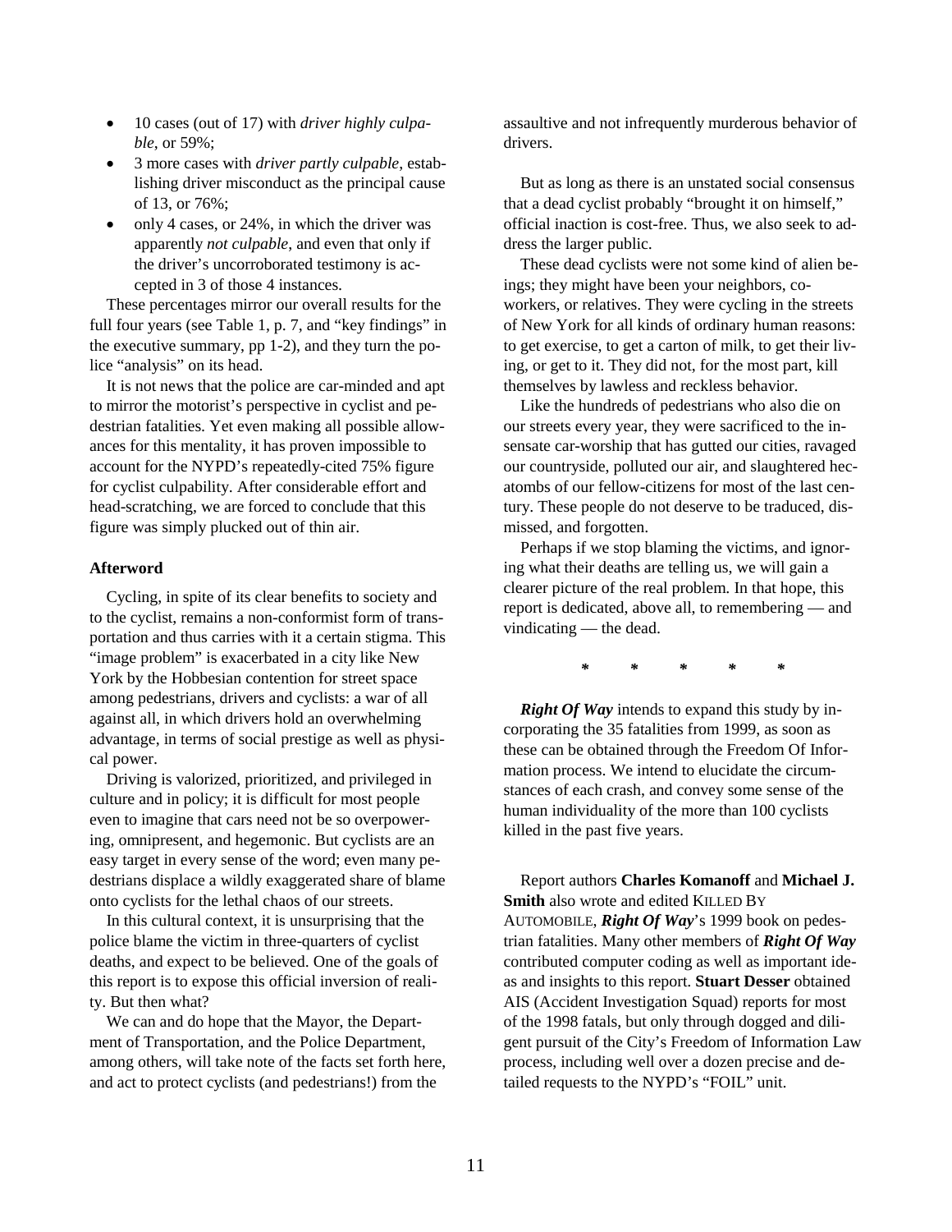- 10 cases (out of 17) with *driver highly culpable*, or 59%;
- 3 more cases with *driver partly culpable*, establishing driver misconduct as the principal cause of 13, or 76%;
- only 4 cases, or 24%, in which the driver was apparently *not culpable*, and even that only if the driver's uncorroborated testimony is accepted in 3 of those 4 instances.

These percentages mirror our overall results for the full four years (see Table 1, p. 7, and "key findings" in the executive summary, pp 1-2), and they turn the police "analysis" on its head.

It is not news that the police are car-minded and apt to mirror the motorist's perspective in cyclist and pedestrian fatalities. Yet even making all possible allowances for this mentality, it has proven impossible to account for the NYPD's repeatedly-cited 75% figure for cyclist culpability. After considerable effort and head-scratching, we are forced to conclude that this figure was simply plucked out of thin air.

**Afterword**

Cycling, in spite of its clear benefits to society and to the cyclist, remains a non-conformist form of transportation and thus carries with it a certain stigma. This "image problem" is exacerbated in a city like New York by the Hobbesian contention for street space among pedestrians, drivers and cyclists: a war of all against all, in which drivers hold an overwhelming advantage, in terms of social prestige as well as physical power.

Driving is valorized, prioritized, and privileged in culture and in policy; it is difficult for most people even to imagine that cars need not be so overpowering, omnipresent, and hegemonic. But cyclists are an easy target in every sense of the word; even many pedestrians displace a wildly exaggerated share of blame onto cyclists for the lethal chaos of our streets.

In this cultural context, it is unsurprising that the police blame the victim in three-quarters of cyclist deaths, and expect to be believed. One of the goals of this report is to expose this official inversion of reality. But then what?

We can and do hope that the Mayor, the Department of Transportation, and the Police Department, among others, will take note of the facts set forth here, and act to protect cyclists (and pedestrians!) from the assaultive and not infrequently murderous behavior of drivers.

But as long as there is an unstated social consensus that a dead cyclist probably "brought it on himself," official inaction is cost-free. Thus, we also seek to address the larger public.

These dead cyclists were not some kind of alien beings; they might have been your neighbors, co-workers, or relatives. They were cycling in the streets of New York for all kinds of ordinary human reasons: to get exercise, to get a carton of milk, to get their living, or get to it. They did not, for the most part, kill themselves by lawless and reckless behavior.

Like the hundreds of pedestrians who also die on our streets every year, they were sacrificed to the insensate car-worship that has gutted our cities, ravaged our countryside, polluted our air, and slaughtered hecatombs of our fellow-citizens for most of the last century. These people do not deserve to be traduced, dismissed, and forgotten.

Perhaps if we stop blaming the victims, and ignoring what their deaths are telling us, we will gain a clearer picture of the real problem. In that hope, this report is dedicated, above all, to remembering — and vindicating — the dead.

\* \* \* \* \*

***Right Of Way*** intends to expand this study by incorporating the 35 fatalities from 1999, as soon as these can be obtained through the Freedom Of Information process. We intend to elucidate the circumstances of each crash, and convey some sense of the human individuality of the more than 100 cyclists killed in the past five years.

Report authors **Charles Komanoff** and **Michael J. Smith** also wrote and edited KILLED BY AUTOMOBILE, ***Right Of Way***'s 1999 book on pedestrian fatalities. Many other members of ***Right Of Way*** contributed computer coding as well as important ideas and insights to this report. **Stuart Desser** obtained AIS (Accident Investigation Squad) reports for most of the 1998 fatals, but only through dogged and diligent pursuit of the City's Freedom of Information Law process, including well over a dozen precise and detailed requests to the NYPD's "FOIL" unit.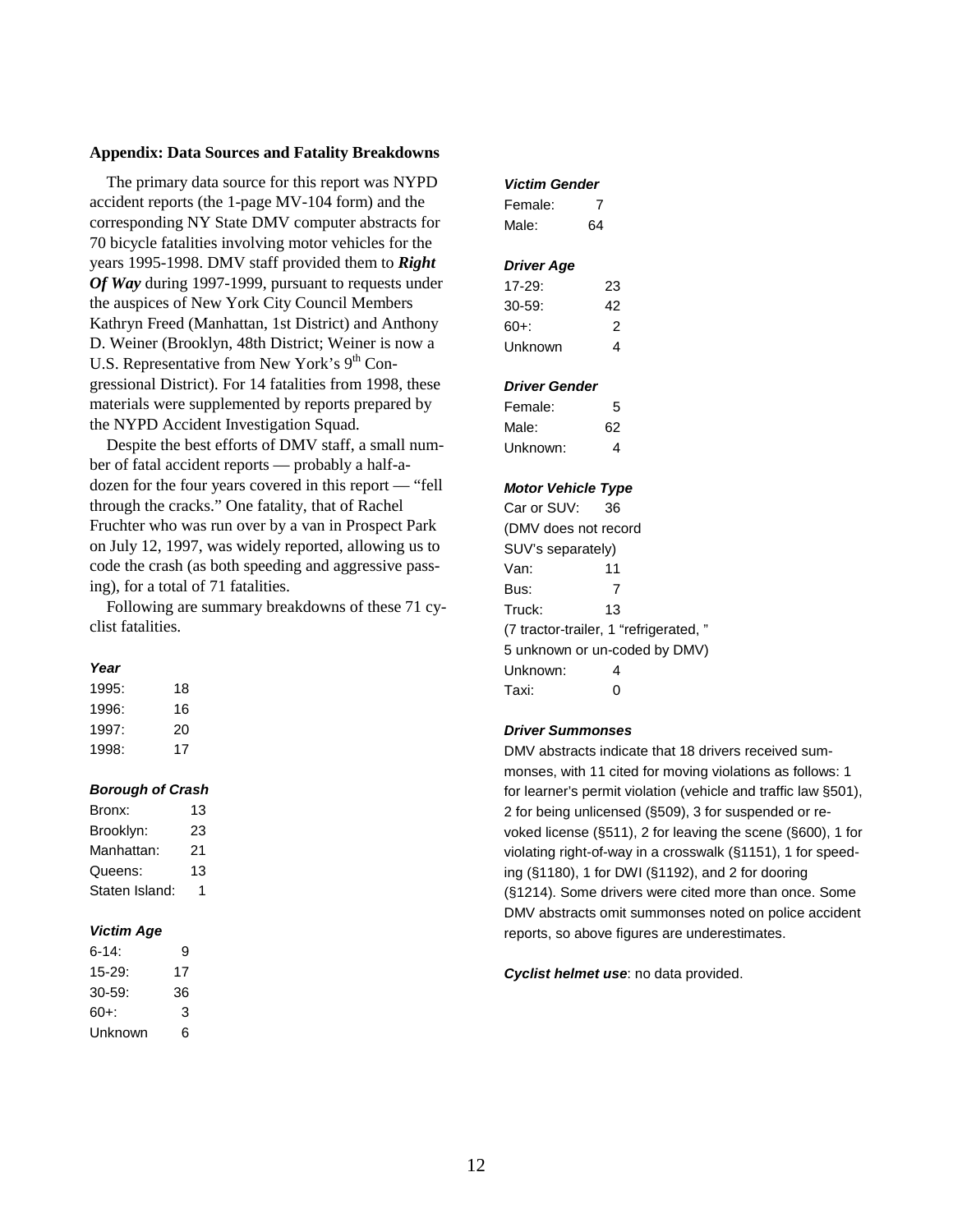**Appendix: Data Sources and Fatality Breakdowns**

The primary data source for this report was NYPD accident reports (the 1-page MV-104 form) and the corresponding NY State DMV computer abstracts for 70 bicycle fatalities involving motor vehicles for the years 1995-1998. DMV staff provided them to ***Right Of Way*** during 1997-1999, pursuant to requests under the auspices of New York City Council Members Kathryn Freed (Manhattan, 1st District) and Anthony D. Weiner (Brooklyn, 48th District; Weiner is now a U.S. Representative from New York's 9th Congressional District). For 14 fatalities from 1998, these materials were supplemented by reports prepared by the NYPD Accident Investigation Squad.

Despite the best efforts of DMV staff, a small number of fatal accident reports — probably a half-a-dozen for the four years covered in this report — "fell through the cracks." One fatality, that of Rachel Fruchter who was run over by a van in Prospect Park on July 12, 1997, was widely reported, allowing us to code the crash (as both speeding and aggressive passing), for a total of 71 fatalities.

Following are summary breakdowns of these 71 cyclist fatalities.

***Year***

| | |
|---|---|
| 1995: | 18 |
| 1996: | 16 |
| 1997: | 20 |
| 1998: | 17 |

***Borough of Crash***

| | |
|---|---|
| Bronx: | 13 |
| Brooklyn: | 23 |
| Manhattan: | 21 |
| Queens: | 13 |
| Staten Island: | 1 |

***Victim Age***

| | |
|---|---|
| 6-14: | 9 |
| 15-29: | 17 |
| 30-59: | 36 |
| 60+: | 3 |
| Unknown | 6 |

***Victim Gender***

| | |
|---|---|
| Female: | 7 |
| Male: | 64 |

***Driver Age***

| | |
|---|---|
| 17-29: | 23 |
| 30-59: | 42 |
| 60+: | 2 |
| Unknown | 4 |

***Driver Gender***

| | |
|---|---|
| Female: | 5 |
| Male: | 62 |
| Unknown: | 4 |

***Motor Vehicle Type***

Car or SUV: 36
(DMV does not record SUV's separately)
Van: 11
Bus: 7
Truck: 13
(7 tractor-trailer, 1 "refrigerated, " 5 unknown or un-coded by DMV)
Unknown: 4
Taxi: 0

***Driver Summonses***

DMV abstracts indicate that 18 drivers received summonses, with 11 cited for moving violations as follows: 1 for learner's permit violation (vehicle and traffic law §501), 2 for being unlicensed (§509), 3 for suspended or revoked license (§511), 2 for leaving the scene (§600), 1 for violating right-of-way in a crosswalk (§1151), 1 for speeding (§1180), 1 for DWI (§1192), and 2 for dooring (§1214). Some drivers were cited more than once. Some DMV abstracts omit summonses noted on police accident reports, so above figures are underestimates.

***Cyclist helmet use***: no data provided.